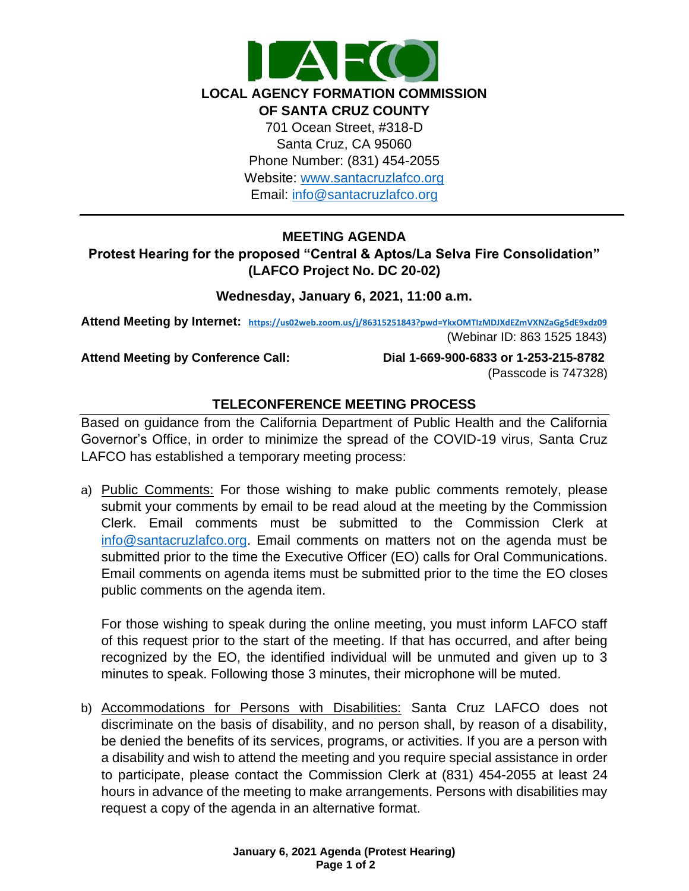# LOCAL AGENCY FORMATION COMMISSION OF SANTA CRUZ COUNTY

701 Ocean Street, #318-D
Santa Cruz, CA 95060
Phone Number: (831) 454-2055
Website: www.santacruzlafco.org
Email: info@santacruzlafco.org

---

## MEETING AGENDA

### Protest Hearing for the proposed "Central & Aptos/La Selva Fire Consolidation" (LAFCO Project No. DC 20-02)

**Wednesday, January 6, 2021, 11:00 a.m.**

**Attend Meeting by Internet:** https://us02web.zoom.us/j/86315251843?pwd=YkxOMTIzMDJXdEZmVXNZaGg5dE9xdz09
(Webinar ID: 863 1525 1843)

**Attend Meeting by Conference Call:** **Dial 1-669-900-6833 or 1-253-215-8782**
(Passcode is 747328)

### TELECONFERENCE MEETING PROCESS

Based on guidance from the California Department of Public Health and the California Governor's Office, in order to minimize the spread of the COVID-19 virus, Santa Cruz LAFCO has established a temporary meeting process:

a) Public Comments: For those wishing to make public comments remotely, please submit your comments by email to be read aloud at the meeting by the Commission Clerk. Email comments must be submitted to the Commission Clerk at info@santacruzlafco.org. Email comments on matters not on the agenda must be submitted prior to the time the Executive Officer (EO) calls for Oral Communications. Email comments on agenda items must be submitted prior to the time the EO closes public comments on the agenda item.

   For those wishing to speak during the online meeting, you must inform LAFCO staff of this request prior to the start of the meeting. If that has occurred, and after being recognized by the EO, the identified individual will be unmuted and given up to 3 minutes to speak. Following those 3 minutes, their microphone will be muted.

b) Accommodations for Persons with Disabilities: Santa Cruz LAFCO does not discriminate on the basis of disability, and no person shall, by reason of a disability, be denied the benefits of its services, programs, or activities. If you are a person with a disability and wish to attend the meeting and you require special assistance in order to participate, please contact the Commission Clerk at (831) 454-2055 at least 24 hours in advance of the meeting to make arrangements. Persons with disabilities may request a copy of the agenda in an alternative format.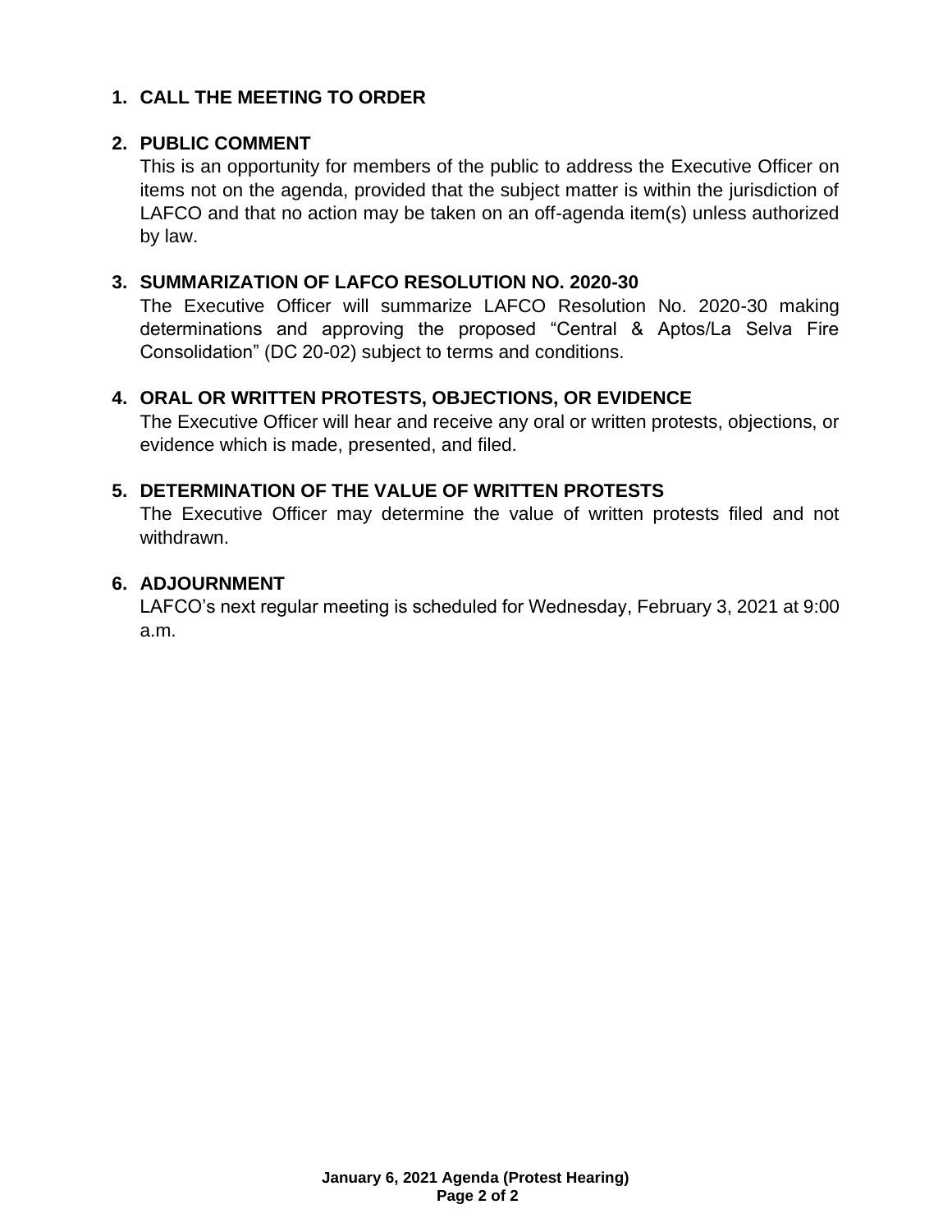## 1. CALL THE MEETING TO ORDER

## 2. PUBLIC COMMENT

This is an opportunity for members of the public to address the Executive Officer on items not on the agenda, provided that the subject matter is within the jurisdiction of LAFCO and that no action may be taken on an off-agenda item(s) unless authorized by law.

## 3. SUMMARIZATION OF LAFCO RESOLUTION NO. 2020-30

The Executive Officer will summarize LAFCO Resolution No. 2020-30 making determinations and approving the proposed "Central & Aptos/La Selva Fire Consolidation" (DC 20-02) subject to terms and conditions.

## 4. ORAL OR WRITTEN PROTESTS, OBJECTIONS, OR EVIDENCE

The Executive Officer will hear and receive any oral or written protests, objections, or evidence which is made, presented, and filed.

## 5. DETERMINATION OF THE VALUE OF WRITTEN PROTESTS

The Executive Officer may determine the value of written protests filed and not withdrawn.

## 6. ADJOURNMENT

LAFCO's next regular meeting is scheduled for Wednesday, February 3, 2021 at 9:00 a.m.